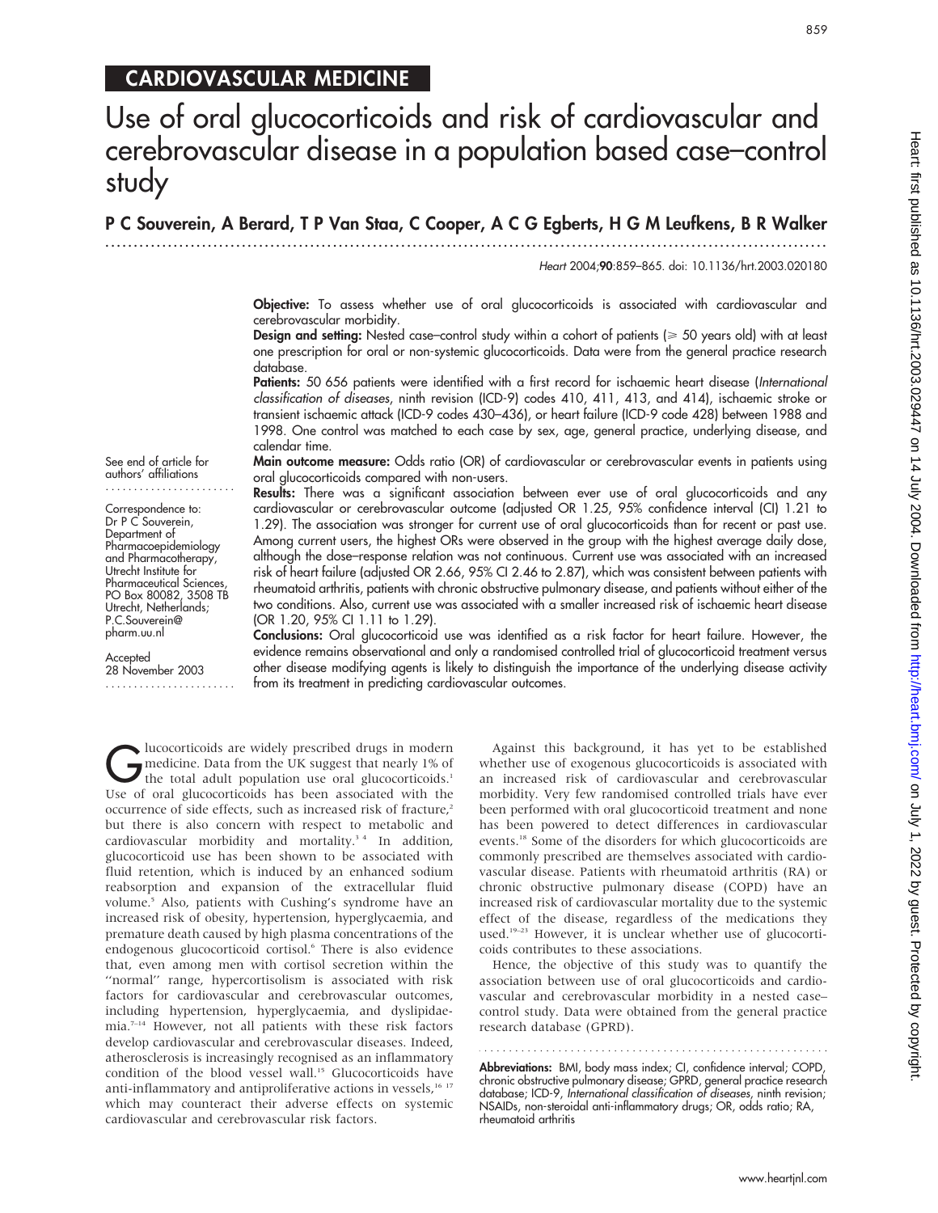CARDIOVASCULAR MEDICINE

# Use of oral glucocorticoids and risk of cardiovascular and cerebrovascular disease in a population based case–control study

**P C Souverein, A Berard, T P Van Staa, C Cooper, A C G Egberts, H G M Leufkens, B R Walker**

See end of article for authors' affiliations

Correspondence to: Dr P C Souverein, Department of Pharmacoepidemiology and Pharmacotherapy, Utrecht Institute for Pharmaceutical Sciences, PO Box 80082, 3508 TB Utrecht, Netherlands; P.C.Souverein@pharm.uu.nl

Accepted 28 November 2003

**Objective:** To assess whether use of oral glucocorticoids is associated with cardiovascular and cerebrovascular morbidity.

**Design and setting:** Nested case–control study within a cohort of patients (⩾ 50 years old) with at least one prescription for oral or non-systemic glucocorticoids. Data were from the general practice research database.

**Patients:** 50 656 patients were identified with a first record for ischaemic heart disease (*International classification of diseases*, ninth revision (ICD-9) codes 410, 411, 413, and 414), ischaemic stroke or transient ischaemic attack (ICD-9 codes 430–436), or heart failure (ICD-9 code 428) between 1988 and 1998. One control was matched to each case by sex, age, general practice, underlying disease, and calendar time.

**Main outcome measure:** Odds ratio (OR) of cardiovascular or cerebrovascular events in patients using oral glucocorticoids compared with non-users.

**Results:** There was a significant association between ever use of oral glucocorticoids and any cardiovascular or cerebrovascular outcome (adjusted OR 1.25, 95% confidence interval (CI) 1.21 to 1.29). The association was stronger for current use of oral glucocorticoids than for recent or past use. Among current users, the highest ORs were observed in the group with the highest average daily dose, although the dose–response relation was not continuous. Current use was associated with an increased risk of heart failure (adjusted OR 2.66, 95% CI 2.46 to 2.87), which was consistent between patients with rheumatoid arthritis, patients with chronic obstructive pulmonary disease, and patients without either of the two conditions. Also, current use was associated with a smaller increased risk of ischaemic heart disease (OR 1.20, 95% CI 1.11 to 1.29).

**Conclusions:** Oral glucocorticoid use was identified as a risk factor for heart failure. However, the evidence remains observational and only a randomised controlled trial of glucocorticoid treatment versus other disease modifying agents is likely to distinguish the importance of the underlying disease activity from its treatment in predicting cardiovascular outcomes.

Glucocorticoids are widely prescribed drugs in modern medicine. Data from the UK suggest that nearly 1% of the total adult population use oral glucocorticoids.[1] Use of oral glucocorticoids has been associated with the occurrence of side effects, such as increased risk of fracture,[2] but there is also concern with respect to metabolic and cardiovascular morbidity and mortality.[3 4] In addition, glucocorticoid use has been shown to be associated with fluid retention, which is induced by an enhanced sodium reabsorption and expansion of the extracellular fluid volume.[5] Also, patients with Cushing's syndrome have an increased risk of obesity, hypertension, hyperglycaemia, and premature death caused by high plasma concentrations of the endogenous glucocorticoid cortisol.[6] There is also evidence that, even among men with cortisol secretion within the "normal" range, hypercortisolism is associated with risk factors for cardiovascular and cerebrovascular outcomes, including hypertension, hyperglycaemia, and dyslipidaemia.[7–14] However, not all patients with these risk factors develop cardiovascular and cerebrovascular diseases. Indeed, atherosclerosis is increasingly recognised as an inflammatory condition of the blood vessel wall.[15] Glucocorticoids have anti-inflammatory and antiproliferative actions in vessels,[16 17] which may counteract their adverse effects on systemic cardiovascular and cerebrovascular risk factors.

Against this background, it has yet to be established whether use of exogenous glucocorticoids is associated with an increased risk of cardiovascular and cerebrovascular morbidity. Very few randomised controlled trials have ever been performed with oral glucocorticoid treatment and none has been powered to detect differences in cardiovascular events.[18] Some of the disorders for which glucocorticoids are commonly prescribed are themselves associated with cardiovascular disease. Patients with rheumatoid arthritis (RA) or chronic obstructive pulmonary disease (COPD) have an increased risk of cardiovascular mortality due to the systemic effect of the disease, regardless of the medications they used.[19–23] However, it is unclear whether use of glucocorticoids contributes to these associations.

Hence, the objective of this study was to quantify the association between use of oral glucocorticoids and cardiovascular and cerebrovascular morbidity in a nested case–control study. Data were obtained from the general practice research database (GPRD).

**Abbreviations:** BMI, body mass index; CI, confidence interval; COPD, chronic obstructive pulmonary disease; GPRD, general practice research database; ICD-9, *International classification of diseases*, ninth revision; NSAIDs, non-steroidal anti-inflammatory drugs; OR, odds ratio; RA, rheumatoid arthritis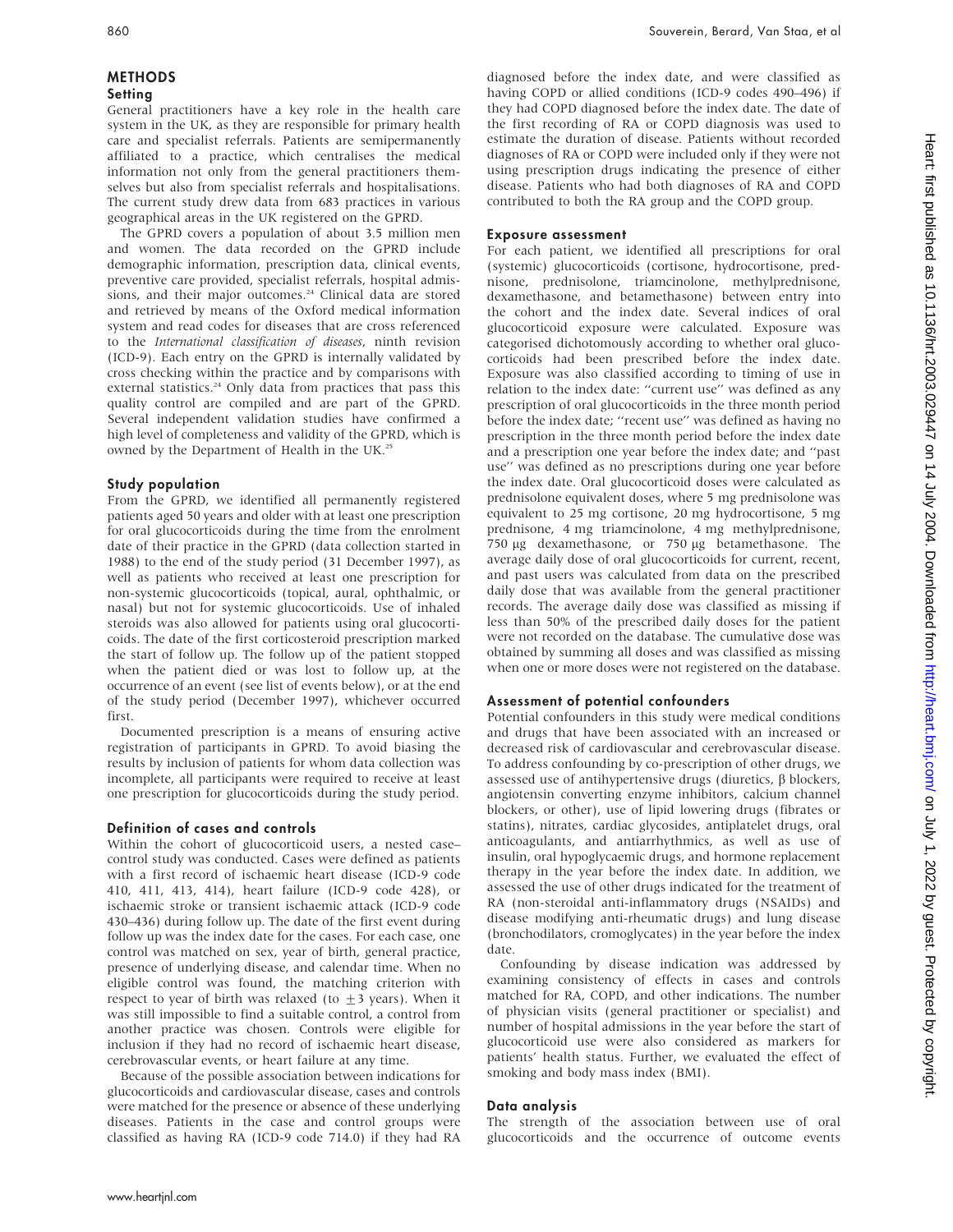## METHODS

### Setting

General practitioners have a key role in the health care system in the UK, as they are responsible for primary health care and specialist referrals. Patients are semipermanently affiliated to a practice, which centralises the medical information not only from the general practitioners themselves but also from specialist referrals and hospitalisations. The current study drew data from 683 practices in various geographical areas in the UK registered on the GPRD.

The GPRD covers a population of about 3.5 million men and women. The data recorded on the GPRD include demographic information, prescription data, clinical events, preventive care provided, specialist referrals, hospital admissions, and their major outcomes.[24] Clinical data are stored and retrieved by means of the Oxford medical information system and read codes for diseases that are cross referenced to the *International classification of diseases*, ninth revision (ICD-9). Each entry on the GPRD is internally validated by cross checking within the practice and by comparisons with external statistics.[24] Only data from practices that pass this quality control are compiled and are part of the GPRD. Several independent validation studies have confirmed a high level of completeness and validity of the GPRD, which is owned by the Department of Health in the UK.[25]

### Study population

From the GPRD, we identified all permanently registered patients aged 50 years and older with at least one prescription for oral glucocorticoids during the time from the enrolment date of their practice in the GPRD (data collection started in 1988) to the end of the study period (31 December 1997), as well as patients who received at least one prescription for non-systemic glucocorticoids (topical, aural, ophthalmic, or nasal) but not for systemic glucocorticoids. Use of inhaled steroids was also allowed for patients using oral glucocorticoids. The date of the first corticosteroid prescription marked the start of follow up. The follow up of the patient stopped when the patient died or was lost to follow up, at the occurrence of an event (see list of events below), or at the end of the study period (December 1997), whichever occurred first.

Documented prescription is a means of ensuring active registration of participants in GPRD. To avoid biasing the results by inclusion of patients for whom data collection was incomplete, all participants were required to receive at least one prescription for glucocorticoids during the study period.

### Definition of cases and controls

Within the cohort of glucocorticoid users, a nested case–control study was conducted. Cases were defined as patients with a first record of ischaemic heart disease (ICD-9 code 410, 411, 413, 414), heart failure (ICD-9 code 428), or ischaemic stroke or transient ischaemic attack (ICD-9 code 430–436) during follow up. The date of the first event during follow up was the index date for the cases. For each case, one control was matched on sex, year of birth, general practice, presence of underlying disease, and calendar time. When no eligible control was found, the matching criterion with respect to year of birth was relaxed (to $\pm 3$ years). When it was still impossible to find a suitable control, a control from another practice was chosen. Controls were eligible for inclusion if they had no record of ischaemic heart disease, cerebrovascular events, or heart failure at any time.

Because of the possible association between indications for glucocorticoids and cardiovascular disease, cases and controls were matched for the presence or absence of these underlying diseases. Patients in the case and control groups were classified as having RA (ICD-9 code 714.0) if they had RA diagnosed before the index date, and were classified as having COPD or allied conditions (ICD-9 codes 490–496) if they had COPD diagnosed before the index date. The date of the first recording of RA or COPD diagnosis was used to estimate the duration of disease. Patients without recorded diagnoses of RA or COPD were included only if they were not using prescription drugs indicating the presence of either disease. Patients who had both diagnoses of RA and COPD contributed to both the RA group and the COPD group.

### Exposure assessment

For each patient, we identified all prescriptions for oral (systemic) glucocorticoids (cortisone, hydrocortisone, prednisone, prednisolone, triamcinolone, methylprednisone, dexamethasone, and betamethasone) between entry into the cohort and the index date. Several indices of oral glucocorticoid exposure were calculated. Exposure was categorised dichotomously according to whether oral glucocorticoids had been prescribed before the index date. Exposure was also classified according to timing of use in relation to the index date: "current use" was defined as any prescription of oral glucocorticoids in the three month period before the index date; "recent use" was defined as having no prescription in the three month period before the index date and a prescription one year before the index date; and "past use" was defined as no prescriptions during one year before the index date. Oral glucocorticoid doses were calculated as prednisolone equivalent doses, where 5 mg prednisolone was equivalent to 25 mg cortisone, 20 mg hydrocortisone, 5 mg prednisone, 4 mg triamcinolone, 4 mg methylprednisone, 750 μg dexamethasone, or 750 μg betamethasone. The average daily dose of oral glucocorticoids for current, recent, and past users was calculated from data on the prescribed daily dose that was available from the general practitioner records. The average daily dose was classified as missing if less than 50% of the prescribed daily doses for the patient were not recorded on the database. The cumulative dose was obtained by summing all doses and was classified as missing when one or more doses were not registered on the database.

### Assessment of potential confounders

Potential confounders in this study were medical conditions and drugs that have been associated with an increased or decreased risk of cardiovascular and cerebrovascular disease. To address confounding by co-prescription of other drugs, we assessed use of antihypertensive drugs (diuretics, β blockers, angiotensin converting enzyme inhibitors, calcium channel blockers, or other), use of lipid lowering drugs (fibrates or statins), nitrates, cardiac glycosides, antiplatelet drugs, oral anticoagulants, and antiarrhythmics, as well as use of insulin, oral hypoglycaemic drugs, and hormone replacement therapy in the year before the index date. In addition, we assessed the use of other drugs indicated for the treatment of RA (non-steroidal anti-inflammatory drugs (NSAIDs) and disease modifying anti-rheumatic drugs) and lung disease (bronchodilators, cromoglycates) in the year before the index date.

Confounding by disease indication was addressed by examining consistency of effects in cases and controls matched for RA, COPD, and other indications. The number of physician visits (general practitioner or specialist) and number of hospital admissions in the year before the start of glucocorticoid use were also considered as markers for patients' health status. Further, we evaluated the effect of smoking and body mass index (BMI).

### Data analysis

The strength of the association between use of oral glucocorticoids and the occurrence of outcome events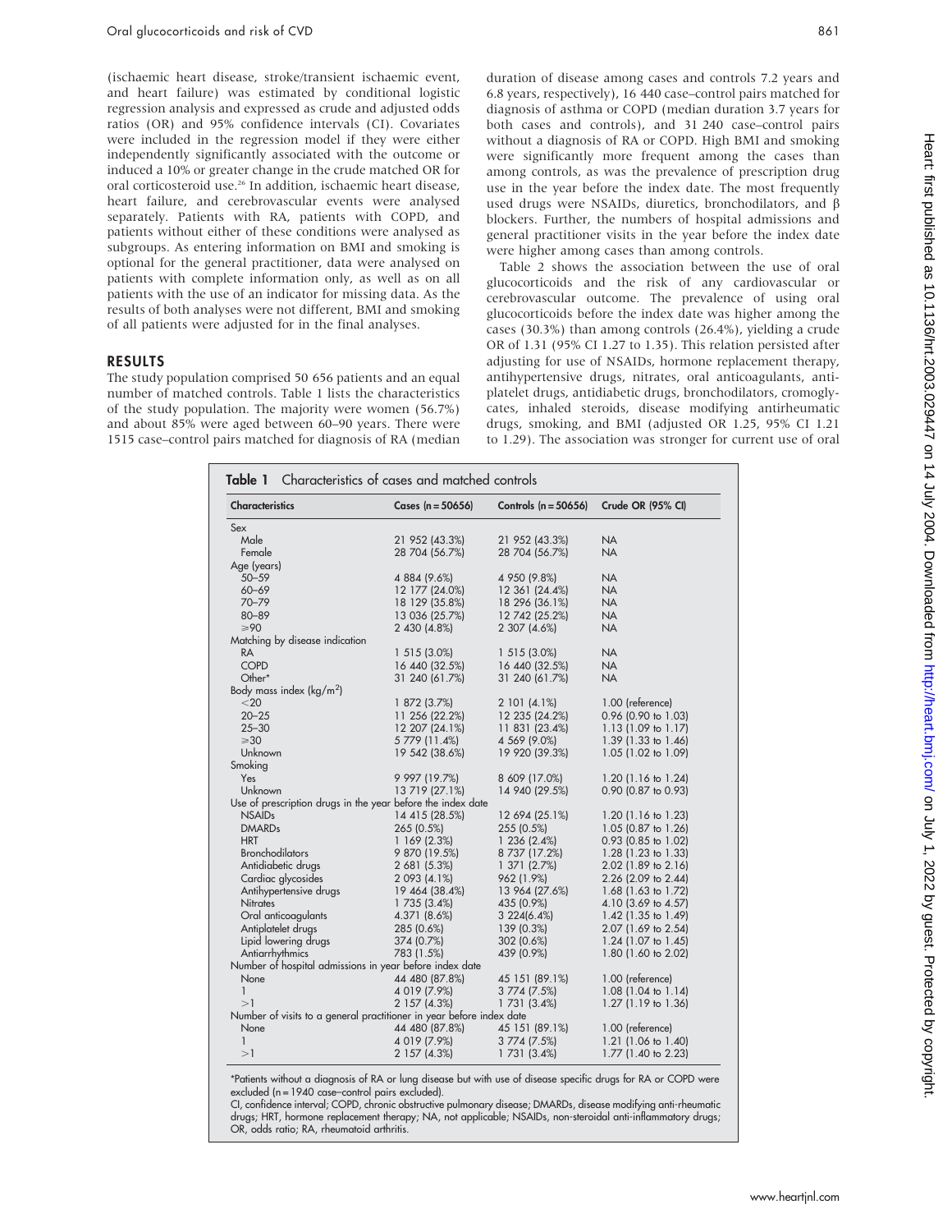(ischaemic heart disease, stroke/transient ischaemic event, and heart failure) was estimated by conditional logistic regression analysis and expressed as crude and adjusted odds ratios (OR) and 95% confidence intervals (CI). Covariates were included in the regression model if they were either independently significantly associated with the outcome or induced a 10% or greater change in the crude matched OR for oral corticosteroid use.[26] In addition, ischaemic heart disease, heart failure, and cerebrovascular events were analysed separately. Patients with RA, patients with COPD, and patients without either of these conditions were analysed as subgroups. As entering information on BMI and smoking is optional for the general practitioner, data were analysed on patients with complete information only, as well as on all patients with the use of an indicator for missing data. As the results of both analyses were not different, BMI and smoking of all patients were adjusted for in the final analyses.

## RESULTS

The study population comprised 50 656 patients and an equal number of matched controls. Table 1 lists the characteristics of the study population. The majority were women (56.7%) and about 85% were aged between 60–90 years. There were 1515 case–control pairs matched for diagnosis of RA (median duration of disease among cases and controls 7.2 years and 6.8 years, respectively), 16 440 case–control pairs matched for diagnosis of asthma or COPD (median duration 3.7 years for both cases and controls), and 31 240 case–control pairs without a diagnosis of RA or COPD. High BMI and smoking were significantly more frequent among the cases than among controls, as was the prevalence of prescription drug use in the year before the index date. The most frequently used drugs were NSAIDs, diuretics, bronchodilators, and β blockers. Further, the numbers of hospital admissions and general practitioner visits in the year before the index date were higher among cases than among controls.

Table 2 shows the association between the use of oral glucocorticoids and the risk of any cardiovascular or cerebrovascular outcome. The prevalence of using oral glucocorticoids before the index date was higher among the cases (30.3%) than among controls (26.4%), yielding a crude OR of 1.31 (95% CI 1.27 to 1.35). This relation persisted after adjusting for use of NSAIDs, hormone replacement therapy, antihypertensive drugs, nitrates, oral anticoagulants, antiplatelet drugs, antidiabetic drugs, bronchodilators, cromoglycates, inhaled steroids, disease modifying antirheumatic drugs, smoking, and BMI (adjusted OR 1.25, 95% CI 1.21 to 1.29). The association was stronger for current use of oral

**Table 1** Characteristics of cases and matched controls

| Characteristics | Cases (n = 50656) | Controls (n = 50656) | Crude OR (95% CI) |
|---|---|---|---|
| Sex | | | |
| Male | 21 952 (43.3%) | 21 952 (43.3%) | NA |
| Female | 28 704 (56.7%) | 28 704 (56.7%) | NA |
| Age (years) | | | |
| 50–59 | 4 884 (9.6%) | 4 950 (9.8%) | NA |
| 60–69 | 12 177 (24.0%) | 12 361 (24.4%) | NA |
| 70–79 | 18 129 (35.8%) | 18 296 (36.1%) | NA |
| 80–89 | 13 036 (25.7%) | 12 742 (25.2%) | NA |
| ⩾90 | 2 430 (4.8%) | 2 307 (4.6%) | NA |
| Matching by disease indication | | | |
| RA | 1 515 (3.0%) | 1 515 (3.0%) | NA |
| COPD | 16 440 (32.5%) | 16 440 (32.5%) | NA |
| Other* | 31 240 (61.7%) | 31 240 (61.7%) | NA |
| Body mass index (kg/m$^2$) | | | |
| <20 | 1 872 (3.7%) | 2 101 (4.1%) | 1.00 (reference) |
| 20–25 | 11 256 (22.2%) | 12 235 (24.2%) | 0.96 (0.90 to 1.03) |
| 25–30 | 12 207 (24.1%) | 11 831 (23.4%) | 1.13 (1.09 to 1.17) |
| ⩾30 | 5 779 (11.4%) | 4 569 (9.0%) | 1.39 (1.33 to 1.46) |
| Unknown | 19 542 (38.6%) | 19 920 (39.3%) | 1.05 (1.02 to 1.09) |
| Smoking | | | |
| Yes | 9 997 (19.7%) | 8 609 (17.0%) | 1.20 (1.16 to 1.24) |
| Unknown | 13 719 (27.1%) | 14 940 (29.5%) | 0.90 (0.87 to 0.93) |
| Use of prescription drugs in the year before the index date | | | |
| NSAIDs | 14 415 (28.5%) | 12 694 (25.1%) | 1.20 (1.16 to 1.23) |
| DMARDs | 265 (0.5%) | 255 (0.5%) | 1.05 (0.87 to 1.26) |
| HRT | 1 169 (2.3%) | 1 236 (2.4%) | 0.93 (0.85 to 1.02) |
| Bronchodilators | 9 870 (19.5%) | 8 737 (17.2%) | 1.28 (1.23 to 1.33) |
| Antidiabetic drugs | 2 681 (5.3%) | 1 371 (2.7%) | 2.02 (1.89 to 2.16) |
| Cardiac glycosides | 2 093 (4.1%) | 962 (1.9%) | 2.26 (2.09 to 2.44) |
| Antihypertensive drugs | 19 464 (38.4%) | 13 964 (27.6%) | 1.68 (1.63 to 1.72) |
| Nitrates | 1 735 (3.4%) | 435 (0.9%) | 4.10 (3.69 to 4.57) |
| Oral anticoagulants | 4.371 (8.6%) | 3 224(6.4%) | 1.42 (1.35 to 1.49) |
| Antiplatelet drugs | 285 (0.6%) | 139 (0.3%) | 2.07 (1.69 to 2.54) |
| Lipid lowering drugs | 374 (0.7%) | 302 (0.6%) | 1.24 (1.07 to 1.45) |
| Antiarrhythmics | 783 (1.5%) | 439 (0.9%) | 1.80 (1.60 to 2.02) |
| Number of hospital admissions in year before index date | | | |
| None | 44 480 (87.8%) | 45 151 (89.1%) | 1.00 (reference) |
| 1 | 4 019 (7.9%) | 3 774 (7.5%) | 1.08 (1.04 to 1.14) |
| >1 | 2 157 (4.3%) | 1 731 (3.4%) | 1.27 (1.19 to 1.36) |
| Number of visits to a general practitioner in year before index date | | | |
| None | 44 480 (87.8%) | 45 151 (89.1%) | 1.00 (reference) |
| 1 | 4 019 (7.9%) | 3 774 (7.5%) | 1.21 (1.06 to 1.40) |
| >1 | 2 157 (4.3%) | 1 731 (3.4%) | 1.77 (1.40 to 2.23) |

*Patients without a diagnosis of RA or lung disease but with use of disease specific drugs for RA or COPD were excluded (n = 1940 case–control pairs excluded).

CI, confidence interval; COPD, chronic obstructive pulmonary disease; DMARDs, disease modifying anti-rheumatic drugs; HRT, hormone replacement therapy; NA, not applicable; NSAIDs, non-steroidal anti-inflammatory drugs; OR, odds ratio; RA, rheumatoid arthritis.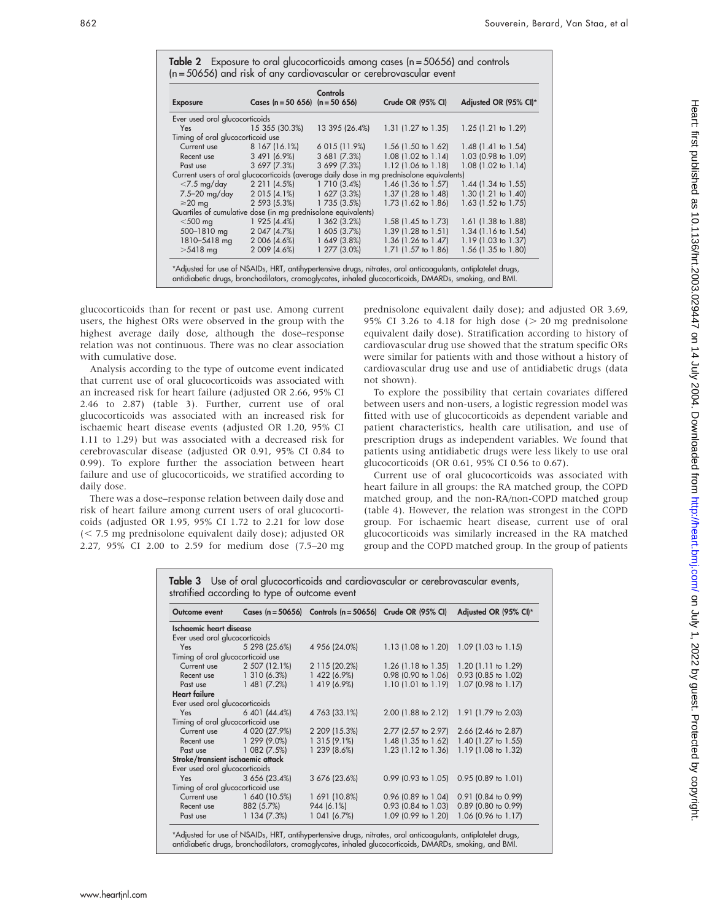**Table 2** Exposure to oral glucocorticoids among cases (n = 50656) and controls (n = 50656) and risk of any cardiovascular or cerebrovascular event

| Exposure | Cases (n = 50 656) | Controls (n = 50 656) | Crude OR (95% CI) | Adjusted OR (95% CI)* |
|---|---|---|---|---|
| Ever used oral glucocorticoids | | | | |
| Yes | 15 355 (30.3%) | 13 395 (26.4%) | 1.31 (1.27 to 1.35) | 1.25 (1.21 to 1.29) |
| Timing of oral glucocorticoid use | | | | |
| Current use | 8 167 (16.1%) | 6 015 (11.9%) | 1.56 (1.50 to 1.62) | 1.48 (1.41 to 1.54) |
| Recent use | 3 491 (6.9%) | 3 681 (7.3%) | 1.08 (1.02 to 1.14) | 1.03 (0.98 to 1.09) |
| Past use | 3 697 (7.3%) | 3 699 (7.3%) | 1.12 (1.06 to 1.18) | 1.08 (1.02 to 1.14) |
| Current users of oral glucocorticoids (average daily dose in mg prednisolone equivalents) | | | | |
| <7.5 mg/day | 2 211 (4.5%) | 1 710 (3.4%) | 1.46 (1.36 to 1.57) | 1.44 (1.34 to 1.55) |
| 7.5–20 mg/day | 2 015 (4.1%) | 1 627 (3.3%) | 1.37 (1.28 to 1.48) | 1.30 (1.21 to 1.40) |
| ⩾20 mg | 2 593 (5.3%) | 1 735 (3.5%) | 1.73 (1.62 to 1.86) | 1.63 (1.52 to 1.75) |
| Quartiles of cumulative dose (in mg prednisolone equivalents) | | | | |
| <500 mg | 1 925 (4.4%) | 1 362 (3.2%) | 1.58 (1.45 to 1.73) | 1.61 (1.38 to 1.88) |
| 500–1810 mg | 2 047 (4.7%) | 1 605 (3.7%) | 1.39 (1.28 to 1.51) | 1.34 (1.16 to 1.54) |
| 1810–5418 mg | 2 006 (4.6%) | 1 649 (3.8%) | 1.36 (1.26 to 1.47) | 1.19 (1.03 to 1.37) |
| >5418 mg | 2 009 (4.6%) | 1 277 (3.0%) | 1.71 (1.57 to 1.86) | 1.56 (1.35 to 1.80) |

*Adjusted for use of NSAIDs, HRT, antihypertensive drugs, nitrates, oral anticoagulants, antiplatelet drugs, antidiabetic drugs, bronchodilators, cromoglycates, inhaled glucocorticoids, DMARDs, smoking, and BMI.

glucocorticoids than for recent or past use. Among current users, the highest ORs were observed in the group with the highest average daily dose, although the dose–response relation was not continuous. There was no clear association with cumulative dose.

Analysis according to the type of outcome event indicated that current use of oral glucocorticoids was associated with an increased risk for heart failure (adjusted OR 2.66, 95% CI 2.46 to 2.87) (table 3). Further, current use of oral glucocorticoids was associated with an increased risk for ischaemic heart disease events (adjusted OR 1.20, 95% CI 1.11 to 1.29) but was associated with a decreased risk for cerebrovascular disease (adjusted OR 0.91, 95% CI 0.84 to 0.99). To explore further the association between heart failure and use of glucocorticoids, we stratified according to daily dose.

There was a dose–response relation between daily dose and risk of heart failure among current users of oral glucocorticoids (adjusted OR 1.95, 95% CI 1.72 to 2.21 for low dose (< 7.5 mg prednisolone equivalent daily dose); adjusted OR 2.27, 95% CI 2.00 to 2.59 for medium dose (7.5–20 mg prednisolone equivalent daily dose); and adjusted OR 3.69, 95% CI 3.26 to 4.18 for high dose (> 20 mg prednisolone equivalent daily dose). Stratification according to history of cardiovascular drug use showed that the stratum specific ORs were similar for patients with and those without a history of cardiovascular drug use and use of antidiabetic drugs (data not shown).

To explore the possibility that certain covariates differed between users and non-users, a logistic regression model was fitted with use of glucocorticoids as dependent variable and patient characteristics, health care utilisation, and use of prescription drugs as independent variables. We found that patients using antidiabetic drugs were less likely to use oral glucocorticoids (OR 0.61, 95% CI 0.56 to 0.67).

Current use of oral glucocorticoids was associated with heart failure in all groups: the RA matched group, the COPD matched group, and the non-RA/non-COPD matched group (table 4). However, the relation was strongest in the COPD group. For ischaemic heart disease, current use of oral glucocorticoids was similarly increased in the RA matched group and the COPD matched group. In the group of patients

**Table 3** Use of oral glucocorticoids and cardiovascular or cerebrovascular events, stratified according to type of outcome event

| Outcome event | Cases (n = 50656) | Controls (n = 50656) | Crude OR (95% CI) | Adjusted OR (95% CI)* |
|---|---|---|---|---|
| **Ischaemic heart disease** | | | | |
| Ever used oral glucocorticoids | | | | |
| Yes | 5 298 (25.6%) | 4 956 (24.0%) | 1.13 (1.08 to 1.20) | 1.09 (1.03 to 1.15) |
| Timing of oral glucocorticoid use | | | | |
| Current use | 2 507 (12.1%) | 2 115 (20.2%) | 1.26 (1.18 to 1.35) | 1.20 (1.11 to 1.29) |
| Recent use | 1 310 (6.3%) | 1 422 (6.9%) | 0.98 (0.90 to 1.06) | 0.93 (0.85 to 1.02) |
| Past use | 1 481 (7.2%) | 1 419 (6.9%) | 1.10 (1.01 to 1.19) | 1.07 (0.98 to 1.17) |
| **Heart failure** | | | | |
| Ever used oral glucocorticoids | | | | |
| Yes | 6 401 (44.4%) | 4 763 (33.1%) | 2.00 (1.88 to 2.12) | 1.91 (1.79 to 2.03) |
| Timing of oral glucocorticoid use | | | | |
| Current use | 4 020 (27.9%) | 2 209 (15.3%) | 2.77 (2.57 to 2.97) | 2.66 (2.46 to 2.87) |
| Recent use | 1 299 (9.0%) | 1 315 (9.1%) | 1.48 (1.35 to 1.62) | 1.40 (1.27 to 1.55) |
| Past use | 1 082 (7.5%) | 1 239 (8.6%) | 1.23 (1.12 to 1.36) | 1.19 (1.08 to 1.32) |
| **Stroke/transient ischaemic attack** | | | | |
| Ever used oral glucocorticoids | | | | |
| Yes | 3 656 (23.4%) | 3 676 (23.6%) | 0.99 (0.93 to 1.05) | 0.95 (0.89 to 1.01) |
| Timing of oral glucocorticoid use | | | | |
| Current use | 1 640 (10.5%) | 1 691 (10.8%) | 0.96 (0.89 to 1.04) | 0.91 (0.84 to 0.99) |
| Recent use | 882 (5.7%) | 944 (6.1%) | 0.93 (0.84 to 1.03) | 0.89 (0.80 to 0.99) |
| Past use | 1 134 (7.3%) | 1 041 (6.7%) | 1.09 (0.99 to 1.20) | 1.06 (0.96 to 1.17) |

*Adjusted for use of NSAIDs, HRT, antihypertensive drugs, nitrates, oral anticoagulants, antiplatelet drugs, antidiabetic drugs, bronchodilators, cromoglycates, inhaled glucocorticoids, DMARDs, smoking, and BMI.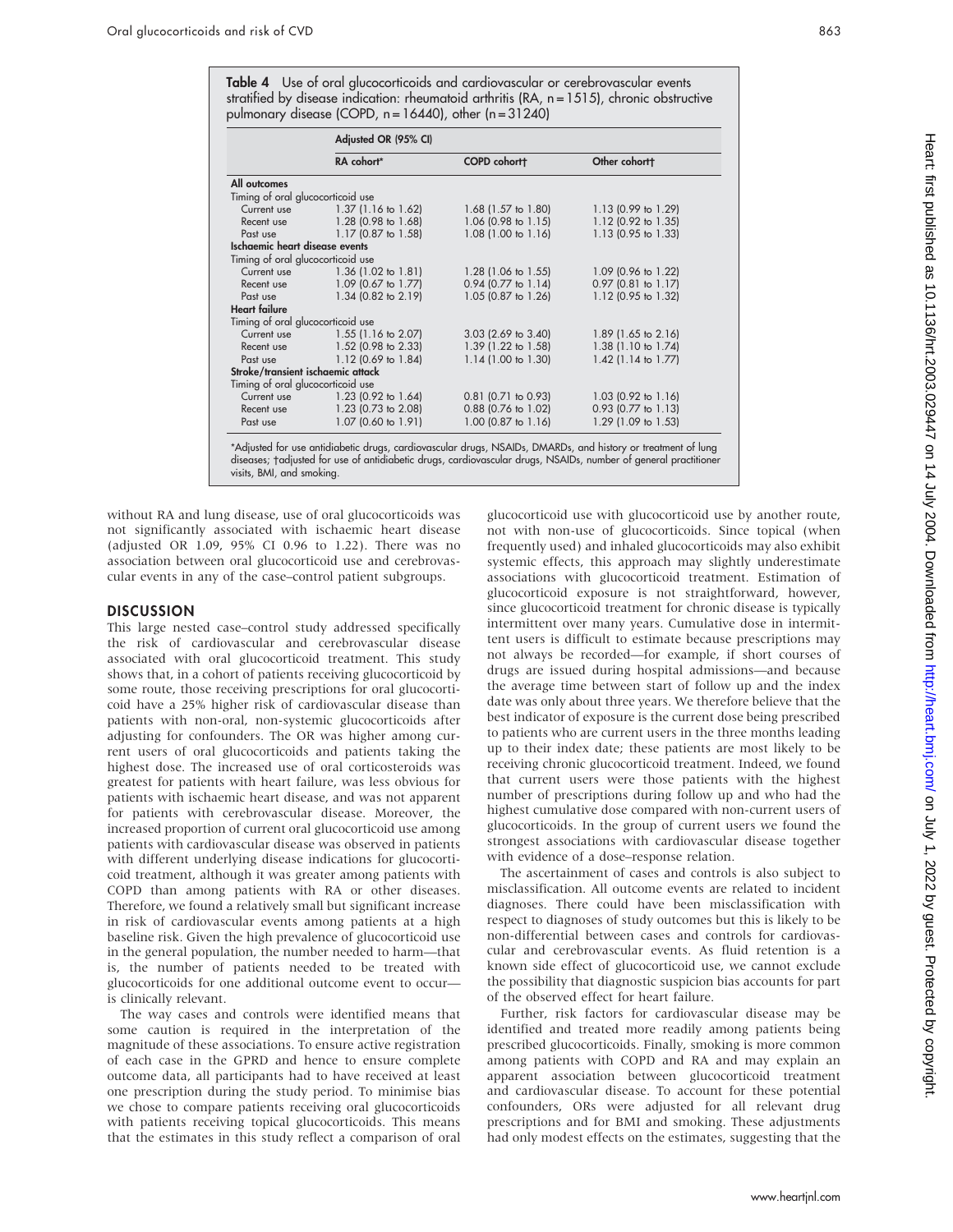**Table 4** Use of oral glucocorticoids and cardiovascular or cerebrovascular events stratified by disease indication: rheumatoid arthritis (RA, n = 1515), chronic obstructive pulmonary disease (COPD, n = 16440), other (n = 31240)

| | Adjusted OR (95% CI) | | |
|---|---|---|---|
| | RA cohort* | COPD cohort† | Other cohort† |
| **All outcomes** | | | |
| Timing of oral glucocorticoid use | | | |
| Current use | 1.37 (1.16 to 1.62) | 1.68 (1.57 to 1.80) | 1.13 (0.99 to 1.29) |
| Recent use | 1.28 (0.98 to 1.68) | 1.06 (0.98 to 1.15) | 1.12 (0.92 to 1.35) |
| Past use | 1.17 (0.87 to 1.58) | 1.08 (1.00 to 1.16) | 1.13 (0.95 to 1.33) |
| **Ischaemic heart disease events** | | | |
| Timing of oral glucocorticoid use | | | |
| Current use | 1.36 (1.02 to 1.81) | 1.28 (1.06 to 1.55) | 1.09 (0.96 to 1.22) |
| Recent use | 1.09 (0.67 to 1.77) | 0.94 (0.77 to 1.14) | 0.97 (0.81 to 1.17) |
| Past use | 1.34 (0.82 to 2.19) | 1.05 (0.87 to 1.26) | 1.12 (0.95 to 1.32) |
| **Heart failure** | | | |
| Timing of oral glucocorticoid use | | | |
| Current use | 1.55 (1.16 to 2.07) | 3.03 (2.69 to 3.40) | 1.89 (1.65 to 2.16) |
| Recent use | 1.52 (0.98 to 2.33) | 1.39 (1.22 to 1.58) | 1.38 (1.10 to 1.74) |
| Past use | 1.12 (0.69 to 1.84) | 1.14 (1.00 to 1.30) | 1.42 (1.14 to 1.77) |
| **Stroke/transient ischaemic attack** | | | |
| Timing of oral glucocorticoid use | | | |
| Current use | 1.23 (0.92 to 1.64) | 0.81 (0.71 to 0.93) | 1.03 (0.92 to 1.16) |
| Recent use | 1.23 (0.73 to 2.08) | 0.88 (0.76 to 1.02) | 0.93 (0.77 to 1.13) |
| Past use | 1.07 (0.60 to 1.91) | 1.00 (0.87 to 1.16) | 1.29 (1.09 to 1.53) |

*Adjusted for use antidiabetic drugs, cardiovascular drugs, NSAIDs, DMARDs, and history or treatment of lung diseases; †adjusted for use of antidiabetic drugs, cardiovascular drugs, NSAIDs, number of general practitioner visits, BMI, and smoking.

without RA and lung disease, use of oral glucocorticoids was not significantly associated with ischaemic heart disease (adjusted OR 1.09, 95% CI 0.96 to 1.22). There was no association between oral glucocorticoid use and cerebrovascular events in any of the case–control patient subgroups.

## DISCUSSION

This large nested case–control study addressed specifically the risk of cardiovascular and cerebrovascular disease associated with oral glucocorticoid treatment. This study shows that, in a cohort of patients receiving glucocorticoid by some route, those receiving prescriptions for oral glucocorticoid have a 25% higher risk of cardiovascular disease than patients with non-oral, non-systemic glucocorticoids after adjusting for confounders. The OR was higher among current users of oral glucocorticoids and patients taking the highest dose. The increased use of oral corticosteroids was greatest for patients with heart failure, was less obvious for patients with ischaemic heart disease, and was not apparent for patients with cerebrovascular disease. Moreover, the increased proportion of current oral glucocorticoid use among patients with cardiovascular disease was observed in patients with different underlying disease indications for glucocorticoid treatment, although it was greater among patients with COPD than among patients with RA or other diseases. Therefore, we found a relatively small but significant increase in risk of cardiovascular events among patients at a high baseline risk. Given the high prevalence of glucocorticoid use in the general population, the number needed to harm—that is, the number of patients needed to be treated with glucocorticoids for one additional outcome event to occur—is clinically relevant.

The way cases and controls were identified means that some caution is required in the interpretation of the magnitude of these associations. To ensure active registration of each case in the GPRD and hence to ensure complete outcome data, all participants had to have received at least one prescription during the study period. To minimise bias we chose to compare patients receiving oral glucocorticoids with patients receiving topical glucocorticoids. This means that the estimates in this study reflect a comparison of oral glucocorticoid use with glucocorticoid use by another route, not with non-use of glucocorticoids. Since topical (when frequently used) and inhaled glucocorticoids may also exhibit systemic effects, this approach may slightly underestimate associations with glucocorticoid treatment. Estimation of glucocorticoid exposure is not straightforward, however, since glucocorticoid treatment for chronic disease is typically intermittent over many years. Cumulative dose in intermittent users is difficult to estimate because prescriptions may not always be recorded—for example, if short courses of drugs are issued during hospital admissions—and because the average time between start of follow up and the index date was only about three years. We therefore believe that the best indicator of exposure is the current dose being prescribed to patients who are current users in the three months leading up to their index date; these patients are most likely to be receiving chronic glucocorticoid treatment. Indeed, we found that current users were those patients with the highest number of prescriptions during follow up and who had the highest cumulative dose compared with non-current users of glucocorticoids. In the group of current users we found the strongest associations with cardiovascular disease together with evidence of a dose–response relation.

The ascertainment of cases and controls is also subject to misclassification. All outcome events are related to incident diagnoses. There could have been misclassification with respect to diagnoses of study outcomes but this is likely to be non-differential between cases and controls for cardiovascular and cerebrovascular events. As fluid retention is a known side effect of glucocorticoid use, we cannot exclude the possibility that diagnostic suspicion bias accounts for part of the observed effect for heart failure.

Further, risk factors for cardiovascular disease may be identified and treated more readily among patients being prescribed glucocorticoids. Finally, smoking is more common among patients with COPD and RA and may explain an apparent association between glucocorticoid treatment and cardiovascular disease. To account for these potential confounders, ORs were adjusted for all relevant drug prescriptions and for BMI and smoking. These adjustments had only modest effects on the estimates, suggesting that the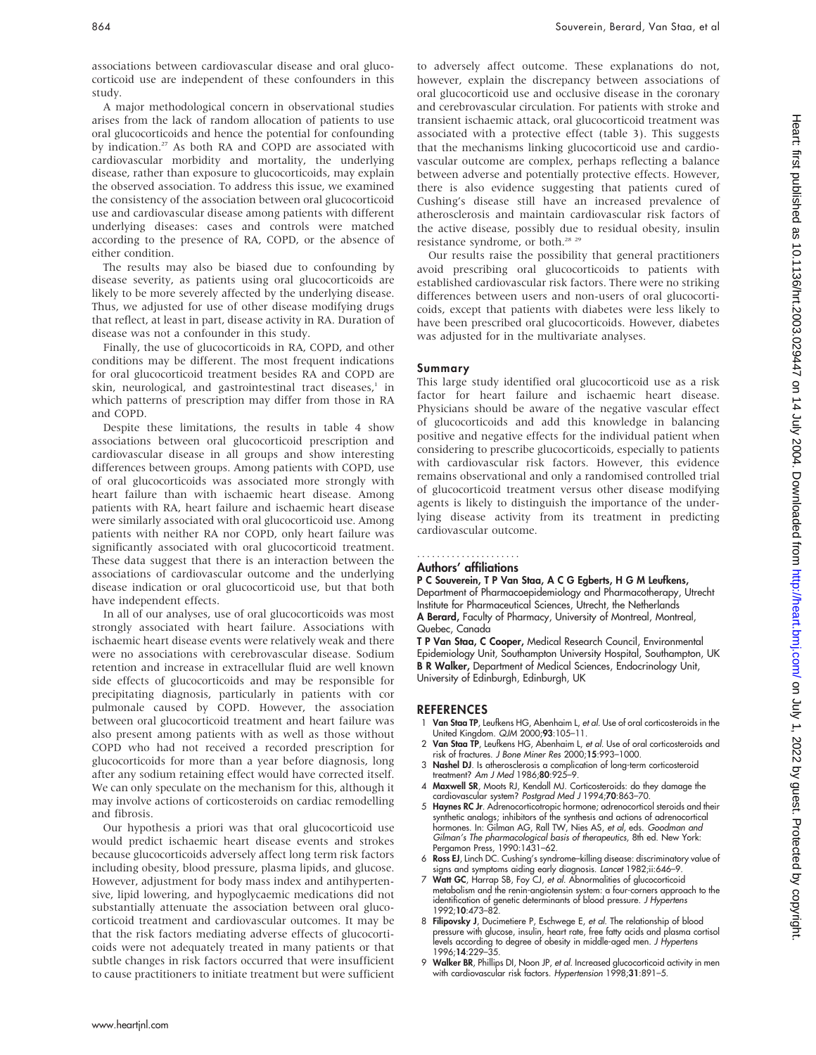associations between cardiovascular disease and oral glucocorticoid use are independent of these confounders in this study.

A major methodological concern in observational studies arises from the lack of random allocation of patients to use oral glucocorticoids and hence the potential for confounding by indication.[27] As both RA and COPD are associated with cardiovascular morbidity and mortality, the underlying disease, rather than exposure to glucocorticoids, may explain the observed association. To address this issue, we examined the consistency of the association between oral glucocorticoid use and cardiovascular disease among patients with different underlying diseases: cases and controls were matched according to the presence of RA, COPD, or the absence of either condition.

The results may also be biased due to confounding by disease severity, as patients using oral glucocorticoids are likely to be more severely affected by the underlying disease. Thus, we adjusted for use of other disease modifying drugs that reflect, at least in part, disease activity in RA. Duration of disease was not a confounder in this study.

Finally, the use of glucocorticoids in RA, COPD, and other conditions may be different. The most frequent indications for oral glucocorticoid treatment besides RA and COPD are skin, neurological, and gastrointestinal tract diseases,[1] in which patterns of prescription may differ from those in RA and COPD.

Despite these limitations, the results in table 4 show associations between oral glucocorticoid prescription and cardiovascular disease in all groups and show interesting differences between groups. Among patients with COPD, use of oral glucocorticoids was associated more strongly with heart failure than with ischaemic heart disease. Among patients with RA, heart failure and ischaemic heart disease were similarly associated with oral glucocorticoid use. Among patients with neither RA nor COPD, only heart failure was significantly associated with oral glucocorticoid treatment. These data suggest that there is an interaction between the associations of cardiovascular outcome and the underlying disease indication or oral glucocorticoid use, but that both have independent effects.

In all of our analyses, use of oral glucocorticoids was most strongly associated with heart failure. Associations with ischaemic heart disease events were relatively weak and there were no associations with cerebrovascular disease. Sodium retention and increase in extracellular fluid are well known side effects of glucocorticoids and may be responsible for precipitating diagnosis, particularly in patients with cor pulmonale caused by COPD. However, the association between oral glucocorticoid treatment and heart failure was also present among patients with as well as those without COPD who had not received a recorded prescription for glucocorticoids for more than a year before diagnosis, long after any sodium retaining effect would have corrected itself. We can only speculate on the mechanism for this, although it may involve actions of corticosteroids on cardiac remodelling and fibrosis.

Our hypothesis a priori was that oral glucocorticoid use would predict ischaemic heart disease events and strokes because glucocorticoids adversely affect long term risk factors including obesity, blood pressure, plasma lipids, and glucose. However, adjustment for body mass index and antihypertensive, lipid lowering, and hypoglycaemic medications did not substantially attenuate the association between oral glucocorticoid treatment and cardiovascular outcomes. It may be that the risk factors mediating adverse effects of glucocorticoids were not adequately treated in many patients or that subtle changes in risk factors occurred that were insufficient to cause practitioners to initiate treatment but were sufficient to adversely affect outcome. These explanations do not, however, explain the discrepancy between associations of oral glucocorticoid use and occlusive disease in the coronary and cerebrovascular circulation. For patients with stroke and transient ischaemic attack, oral glucocorticoid treatment was associated with a protective effect (table 3). This suggests that the mechanisms linking glucocorticoid use and cardiovascular outcome are complex, perhaps reflecting a balance between adverse and potentially protective effects. However, there is also evidence suggesting that patients cured of Cushing's disease still have an increased prevalence of atherosclerosis and maintain cardiovascular risk factors of the active disease, possibly due to residual obesity, insulin resistance syndrome, or both.[28 29]

Our results raise the possibility that general practitioners avoid prescribing oral glucocorticoids to patients with established cardiovascular risk factors. There were no striking differences between users and non-users of oral glucocorticoids, except that patients with diabetes were less likely to have been prescribed oral glucocorticoids. However, diabetes was adjusted for in the multivariate analyses.

## Summary

This large study identified oral glucocorticoid use as a risk factor for heart failure and ischaemic heart disease. Physicians should be aware of the negative vascular effect of glucocorticoids and add this knowledge in balancing positive and negative effects for the individual patient when considering to prescribe glucocorticoids, especially to patients with cardiovascular risk factors. However, this evidence remains observational and only a randomised controlled trial of glucocorticoid treatment versus other disease modifying agents is likely to distinguish the importance of the underlying disease activity from its treatment in predicting cardiovascular outcome.

## Authors' affiliations

**P C Souverein, T P Van Staa, A C G Egberts, H G M Leufkens,** Department of Pharmacoepidemiology and Pharmacotherapy, Utrecht Institute for Pharmaceutical Sciences, Utrecht, the Netherlands
**A Berard,** Faculty of Pharmacy, University of Montreal, Montreal, Quebec, Canada
**T P Van Staa, C Cooper,** Medical Research Council, Environmental Epidemiology Unit, Southampton University Hospital, Southampton, UK
**B R Walker,** Department of Medical Sciences, Endocrinology Unit, University of Edinburgh, Edinburgh, UK

## REFERENCES

1. **Van Staa TP**, Leufkens HG, Abenhaim L, *et al*. Use of oral corticosteroids in the United Kingdom. *QJM* 2000;**93**:105–11.
2. **Van Staa TP**, Leufkens HG, Abenhaim L, *et al*. Use of oral corticosteroids and risk of fractures. *J Bone Miner Res* 2000;**15**:993–1000.
3. **Nashel DJ**. Is atherosclerosis a complication of long-term corticosteroid treatment? *Am J Med* 1986;**80**:925–9.
4. **Maxwell SR**, Moots RJ, Kendall MJ. Corticosteroids: do they damage the cardiovascular system? *Postgrad Med J* 1994;**70**:863–70.
5. **Haynes RC Jr**. Adrenocorticotropic hormone; adrenocortical steroids and their synthetic analogs; inhibitors of the synthesis and actions of adrenocortical hormones. In: Gilman AG, Rall TW, Nies AS, *et al*, eds. *Goodman and Gilman's The pharmacological basis of therapeutics*, 8th ed. New York: Pergamon Press, 1990:1431–62.
6. **Ross EJ**, Linch DC. Cushing's syndrome–killing disease: discriminatory value of signs and symptoms aiding early diagnosis. *Lancet* 1982;ii:646–9.
7. **Watt GC**, Harrap SB, Foy CJ, *et al*. Abnormalities of glucocorticoid metabolism and the renin-angiotensin system: a four-corners approach to the identification of genetic determinants of blood pressure. *J Hypertens* 1992;**10**:473–82.
8. **Filipovsky J**, Ducimetiere P, Eschwege E, *et al*. The relationship of blood pressure with glucose, insulin, heart rate, free fatty acids and plasma cortisol levels according to degree of obesity in middle-aged men. *J Hypertens* 1996;**14**:229–35.
9. **Walker BR**, Phillips DI, Noon JP, *et al*. Increased glucocorticoid activity in men with cardiovascular risk factors. *Hypertension* 1998;**31**:891–5.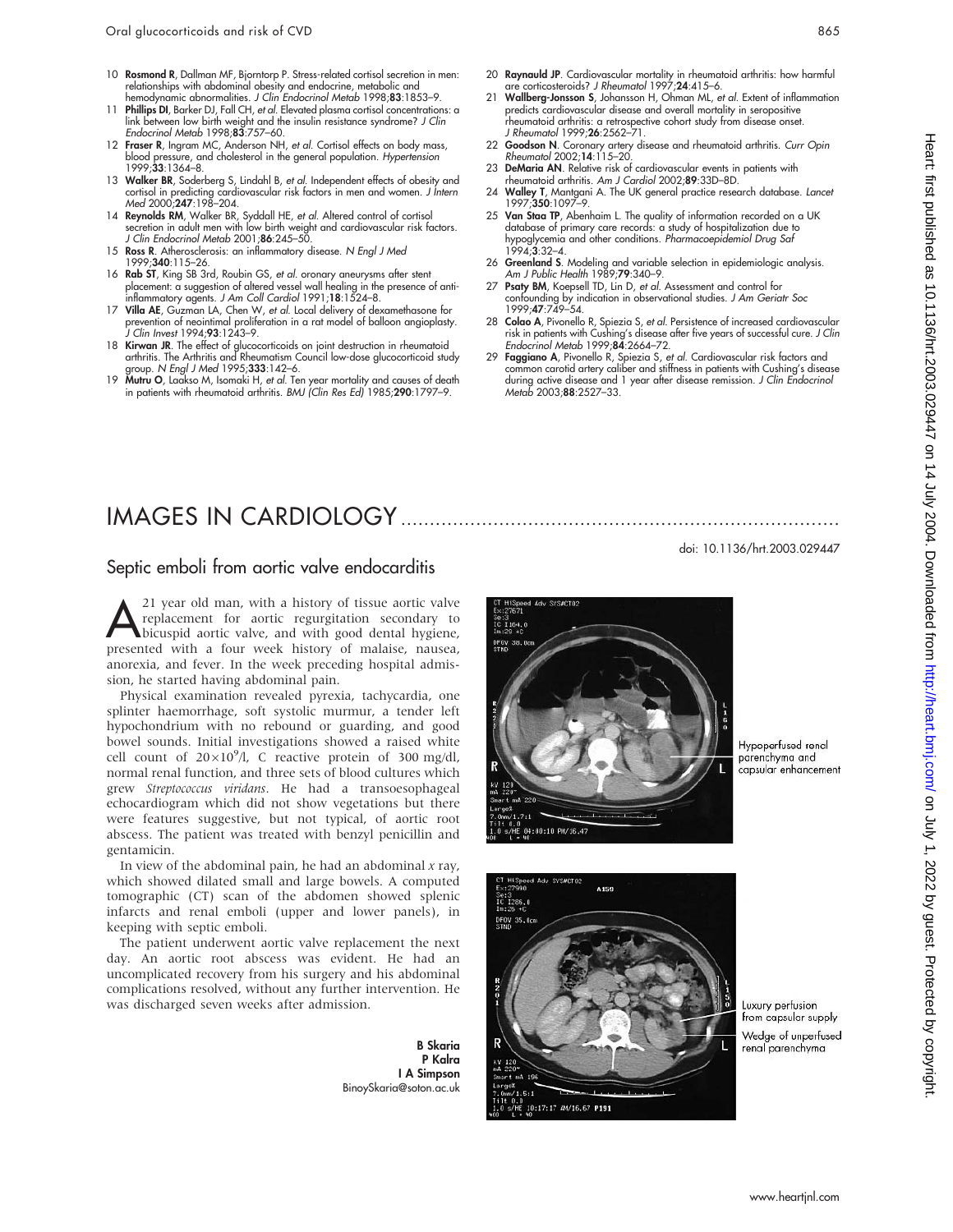10 **Rosmond R**, Dallman MF, Bjorntorp P. Stress-related cortisol secretion in men: relationships with abdominal obesity and endocrine, metabolic and hemodynamic abnormalities. *J Clin Endocrinol Metab* 1998;**83**:1853–9.

11 **Phillips DI**, Barker DJ, Fall CH, *et al*. Elevated plasma cortisol concentrations: a link between low birth weight and the insulin resistance syndrome? *J Clin Endocrinol Metab* 1998;**83**:757–60.

12 **Fraser R**, Ingram MC, Anderson NH, *et al*. Cortisol effects on body mass, blood pressure, and cholesterol in the general population. *Hypertension* 1999;**33**:1364–8.

13 **Walker BR**, Soderberg S, Lindahl B, *et al*. Independent effects of obesity and cortisol in predicting cardiovascular risk factors in men and women. *J Intern Med* 2000;**247**:198–204.

14 **Reynolds RM**, Walker BR, Syddall HE, *et al*. Altered control of cortisol secretion in adult men with low birth weight and cardiovascular risk factors. *J Clin Endocrinol Metab* 2001;**86**:245–50.

15 **Ross R**. Atherosclerosis: an inflammatory disease. *N Engl J Med* 1999;**340**:115–26.

16 **Rab ST**, King SB 3rd, Roubin GS, *et al*. oronary aneurysms after stent placement: a suggestion of altered vessel wall healing in the presence of anti-inflammatory agents. *J Am Coll Cardiol* 1991;**18**:1524–8.

17 **Villa AE**, Guzman LA, Chen W, *et al*. Local delivery of dexamethasone for prevention of neointimal proliferation in a rat model of balloon angioplasty. *J Clin Invest* 1994;**93**:1243–9.

18 **Kirwan JR**. The effect of glucocorticoids on joint destruction in rheumatoid arthritis. The Arthritis and Rheumatism Council low-dose glucocorticoid study group. *N Engl J Med* 1995;**333**:142–6.

19 **Mutru O**, Laakso M, Isomaki H, *et al*. Ten year mortality and causes of death in patients with rheumatoid arthritis. *BMJ (Clin Res Ed)* 1985;**290**:1797–9.

20 **Raynauld JP**. Cardiovascular mortality in rheumatoid arthritis: how harmful are corticosteroids? *J Rheumatol* 1997;**24**:415–6.

21 **Wallberg-Jonsson S**, Johansson H, Ohman ML, *et al*. Extent of inflammation predicts cardiovascular disease and overall mortality in seropositive rheumatoid arthritis: a retrospective cohort study from disease onset. *J Rheumatol* 1999;**26**:2562–71.

22 **Goodson N**. Coronary artery disease and rheumatoid arthritis. *Curr Opin Rheumatol* 2002;**14**:115–20.

23 **DeMaria AN**. Relative risk of cardiovascular events in patients with rheumatoid arthritis. *Am J Cardiol* 2002;**89**:33D–8D.

24 **Walley T**, Mantgani A. The UK general practice research database. *Lancet* 1997;**350**:1097–9.

25 **Van Staa TP**, Abenhaim L. The quality of information recorded on a UK database of primary care records: a study of hospitalization due to hypoglycemia and other conditions. *Pharmacoepidemiol Drug Saf* 1994;**3**:32–4.

26 **Greenland S**. Modeling and variable selection in epidemiologic analysis. *Am J Public Health* 1989;**79**:340–9.

27 **Psaty BM**, Koepsell TD, Lin D, *et al*. Assessment and control for confounding by indication in observational studies. *J Am Geriatr Soc* 1999;**47**:749–54.

28 **Colao A**, Pivonello R, Spiezia S, *et al*. Persistence of increased cardiovascular risk in patients with Cushing's disease after five years of successful cure. *J Clin Endocrinol Metab* 1999;**84**:2664–72.

29 **Faggiano A**, Pivonello R, Spiezia S, *et al*. Cardiovascular risk factors and common carotid artery caliber and stiffness in patients with Cushing's disease during active disease and 1 year after disease remission. *J Clin Endocrinol Metab* 2003;**88**:2527–33.

# IMAGES IN CARDIOLOGY

doi: 10.1136/hrt.2003.029447

## Septic emboli from aortic valve endocarditis

A 21 year old man, with a history of tissue aortic valve replacement for aortic regurgitation secondary to bicuspid aortic valve, and with good dental hygiene, presented with a four week history of malaise, nausea, anorexia, and fever. In the week preceding hospital admission, he started having abdominal pain.

Physical examination revealed pyrexia, tachycardia, one splinter haemorrhage, soft systolic murmur, a tender left hypochondrium with no rebound or guarding, and good bowel sounds. Initial investigations showed a raised white cell count of $20\times10^9$/l, C reactive protein of 300 mg/dl, normal renal function, and three sets of blood cultures which grew *Streptococcus viridans*. He had a transoesophageal echocardiogram which did not show vegetations but there were features suggestive, but not typical, of aortic root abscess. The patient was treated with benzyl penicillin and gentamicin.

In view of the abdominal pain, he had an abdominal *x* ray, which showed dilated small and large bowels. A computed tomographic (CT) scan of the abdomen showed splenic infarcts and renal emboli (upper and lower panels), in keeping with septic emboli.

The patient underwent aortic valve replacement the next day. An aortic root abscess was evident. He had an uncomplicated recovery from his surgery and his abdominal complications resolved, without any further intervention. He was discharged seven weeks after admission.

**B Skaria**
**P Kalra**
**I A Simpson**
BinoySkaria@soton.ac.uk

Hypoperfused renal parenchyma and capsular enhancement

Luxury perfusion from capsular supply

Wedge of unperfused renal parenchyma